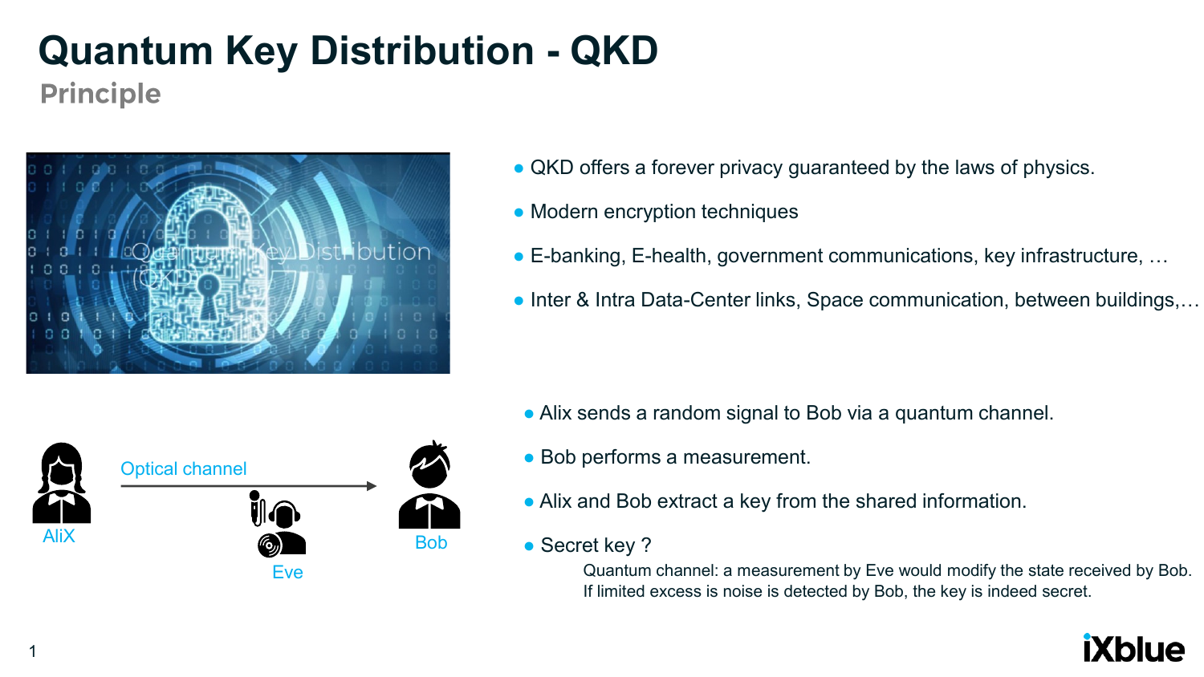# Quantum Key Distribution - QKD

## Principle

- QKD offers a forever privacy guaranteed by the laws of physics.
- Modern encryption techniques
- E-banking, E-health, government communications, key infrastructure, …
- Inter & Intra Data-Center links, Space communication, between buildings,…

Optical channel

AliX

Eve

Bob

- Alix sends a random signal to Bob via a quantum channel.
- Bob performs a measurement.
- Alix and Bob extract a key from the shared information.
- Secret key ?

  Quantum channel: a measurement by Eve would modify the state received by Bob.
  If limited excess is noise is detected by Bob, the key is indeed secret.

iXblue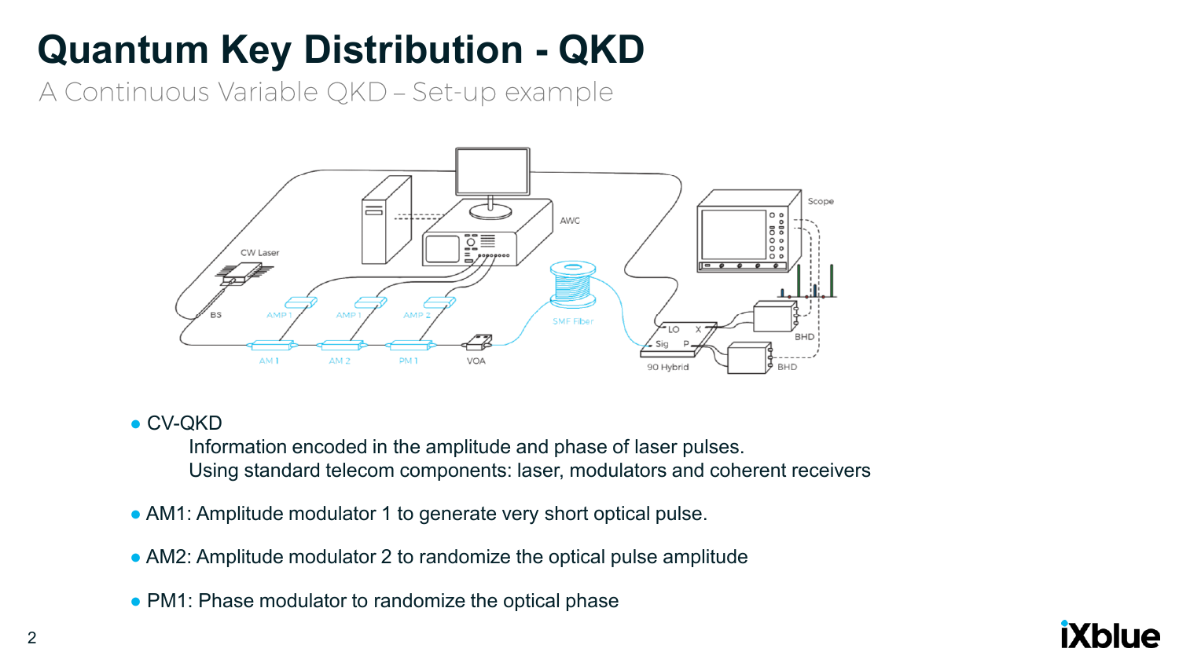# Quantum Key Distribution - QKD

A Continuous Variable QKD – Set-up example

- CV-QKD

  Information encoded in the amplitude and phase of laser pulses.
  
  Using standard telecom components: laser, modulators and coherent receivers

- AM1: Amplitude modulator 1 to generate very short optical pulse.
- AM2: Amplitude modulator 2 to randomize the optical pulse amplitude
- PM1: Phase modulator to randomize the optical phase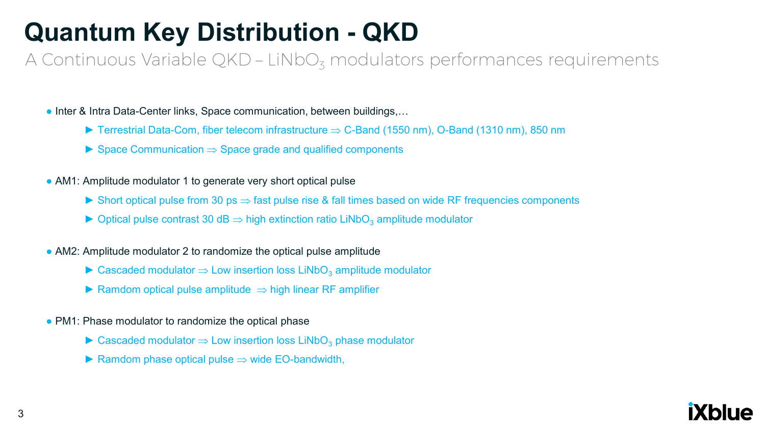# Quantum Key Distribution - QKD

## A Continuous Variable QKD – $LiNbO_3$ modulators performances requirements

- Inter & Intra Data-Center links, Space communication, between buildings,…
  - ► Terrestrial Data-Com, fiber telecom infrastructure ⇒ C-Band (1550 nm), O-Band (1310 nm), 850 nm
  - ► Space Communication ⇒ Space grade and qualified components
- AM1: Amplitude modulator 1 to generate very short optical pulse
  - ► Short optical pulse from 30 ps ⇒ fast pulse rise & fall times based on wide RF frequencies components
  - ► Optical pulse contrast 30 dB ⇒ high extinction ratio $LiNbO_3$ amplitude modulator
- AM2: Amplitude modulator 2 to randomize the optical pulse amplitude
  - ► Cascaded modulator ⇒ Low insertion loss $LiNbO_3$ amplitude modulator
  - ► Ramdom optical pulse amplitude ⇒ high linear RF amplifier
- PM1: Phase modulator to randomize the optical phase
  - ► Cascaded modulator ⇒ Low insertion loss $LiNbO_3$ phase modulator
  - ► Ramdom phase optical pulse ⇒ wide EO-bandwidth,

iXblue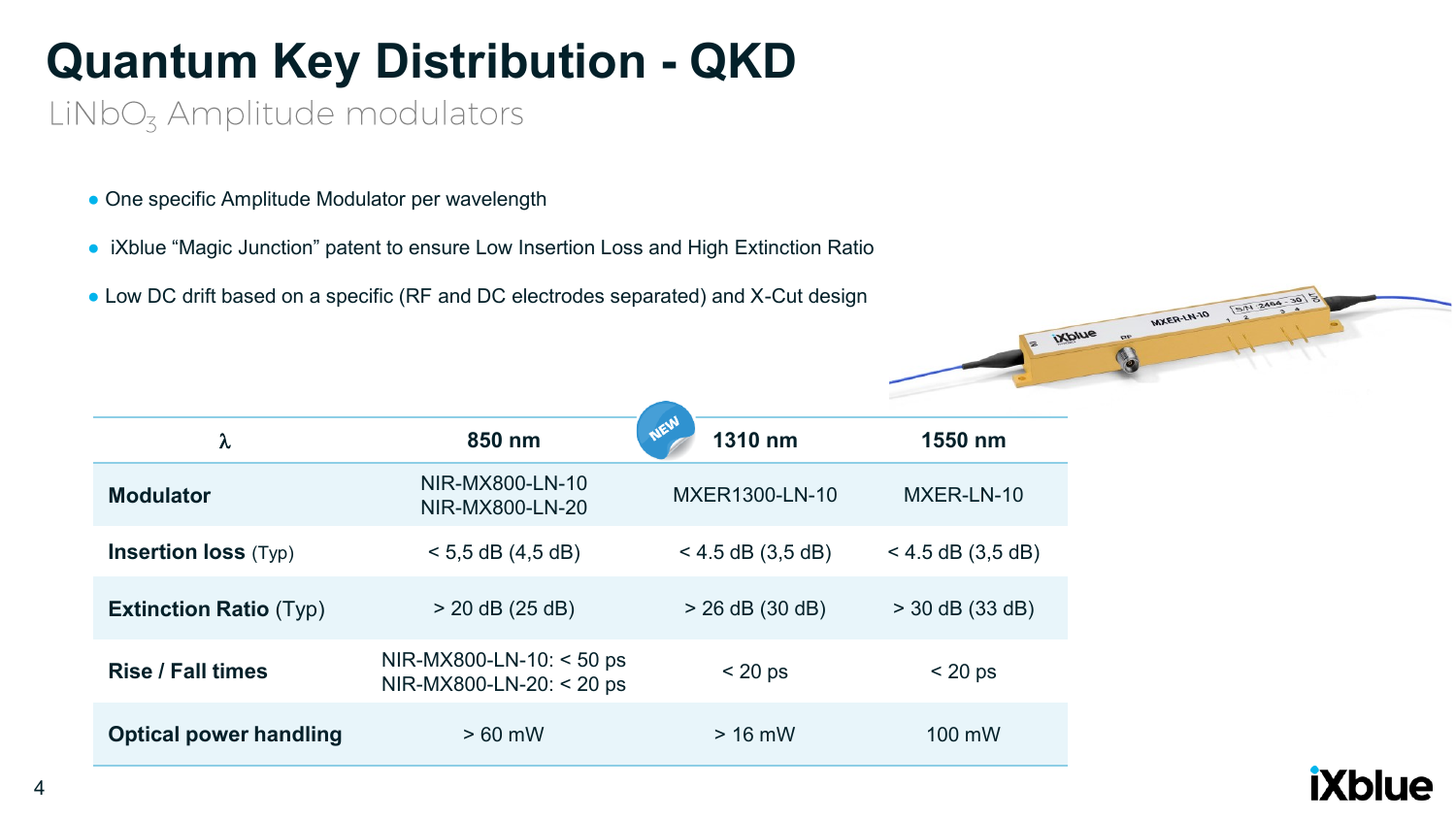# Quantum Key Distribution - QKD

## $LiNbO_3$ Amplitude modulators

- One specific Amplitude Modulator per wavelength
- iXblue “Magic Junction” patent to ensure Low Insertion Loss and High Extinction Ratio
- Low DC drift based on a specific (RF and DC electrodes separated) and X-Cut design

| $\lambda$ | 850 nm | 1310 nm (NEW) | 1550 nm |
|---|---|---|---|
| **Modulator** | NIR-MX800-LN-10<br>NIR-MX800-LN-20 | MXER1300-LN-10 | MXER-LN-10 |
| **Insertion loss** (Typ) | < 5,5 dB (4,5 dB) | < 4.5 dB (3,5 dB) | < 4.5 dB (3,5 dB) |
| **Extinction Ratio** (Typ) | > 20 dB (25 dB) | > 26 dB (30 dB) | > 30 dB (33 dB) |
| **Rise / Fall times** | NIR-MX800-LN-10: < 50 ps<br>NIR-MX800-LN-20: < 20 ps | < 20 ps | < 20 ps |
| **Optical power handling** | > 60 mW | > 16 mW | 100 mW |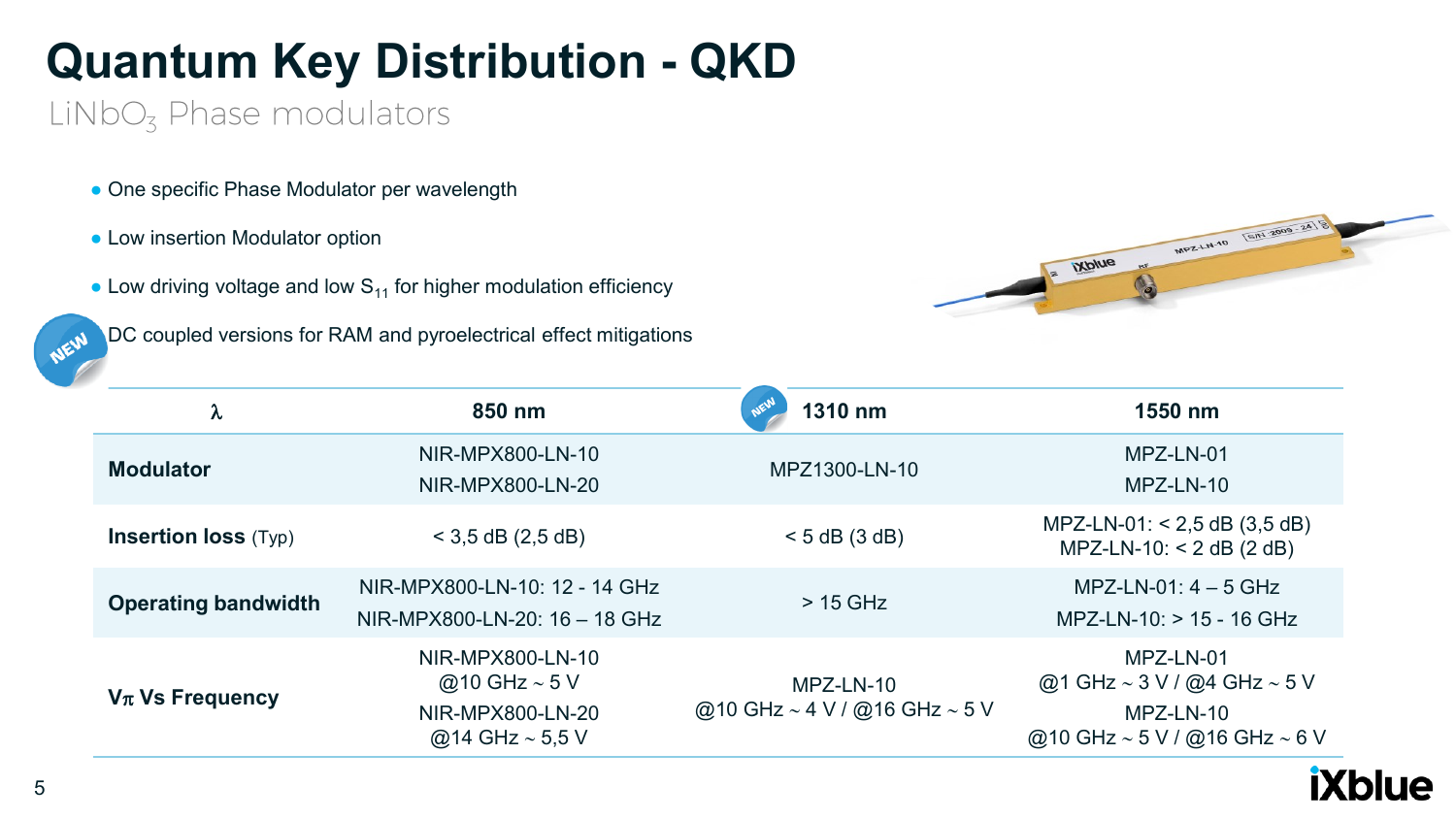# Quantum Key Distribution - QKD

## $LiNbO_3$ Phase modulators

- One specific Phase Modulator per wavelength
- Low insertion Modulator option
- Low driving voltage and low $S_{11}$ for higher modulation efficiency
- NEW DC coupled versions for RAM and pyroelectrical effect mitigations

| λ | 850 nm | NEW 1310 nm | 1550 nm |
|---|---|---|---|
| **Modulator** | NIR-MPX800-LN-10<br>NIR-MPX800-LN-20 | MPZ1300-LN-10 | MPZ-LN-01<br>MPZ-LN-10 |
| **Insertion loss** (Typ) | < 3,5 dB (2,5 dB) | < 5 dB (3 dB) | MPZ-LN-01: < 2,5 dB (3,5 dB)<br>MPZ-LN-10: < 2 dB (2 dB) |
| **Operating bandwidth** | NIR-MPX800-LN-10: 12 - 14 GHz<br>NIR-MPX800-LN-20: 16 – 18 GHz | > 15 GHz | MPZ-LN-01: 4 – 5 GHz<br>MPZ-LN-10: > 15 - 16 GHz |
| **Vπ Vs Frequency** | NIR-MPX800-LN-10<br>@10 GHz ~ 5 V<br>NIR-MPX800-LN-20<br>@14 GHz ~ 5,5 V | MPZ-LN-10<br>@10 GHz ~ 4 V / @16 GHz ~ 5 V | MPZ-LN-01<br>@1 GHz ~ 3 V / @4 GHz ~ 5 V<br>MPZ-LN-10<br>@10 GHz ~ 5 V / @16 GHz ~ 6 V |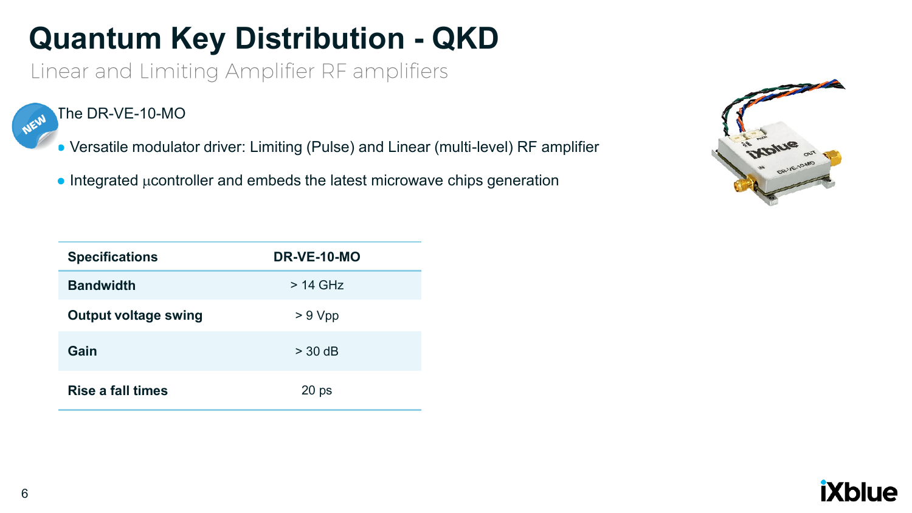# Quantum Key Distribution - QKD

Linear and Limiting Amplifier RF amplifiers

NEW

The DR-VE-10-MO

- Versatile modulator driver: Limiting (Pulse) and Linear (multi-level) RF amplifier
- Integrated µcontroller and embeds the latest microwave chips generation

| Specifications | DR-VE-10-MO |
|---|---|
| Bandwidth | > 14 GHz |
| Output voltage swing | > 9 Vpp |
| Gain | > 30 dB |
| Rise a fall times | 20 ps |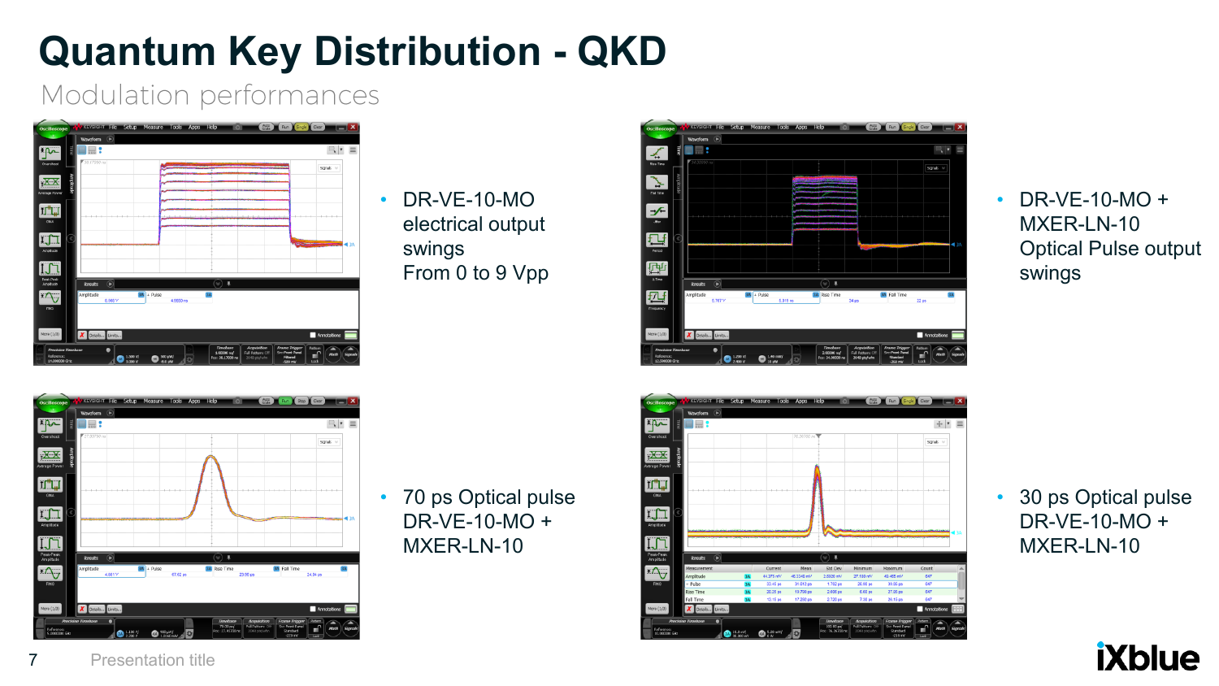# Quantum Key Distribution - QKD

## Modulation performances

- DR-VE-10-MO electrical output swings From 0 to 9 Vpp

- DR-VE-10-MO + MXER-LN-10 Optical Pulse output swings

- 70 ps Optical pulse DR-VE-10-MO + MXER-LN-10

- 30 ps Optical pulse DR-VE-10-MO + MXER-LN-10